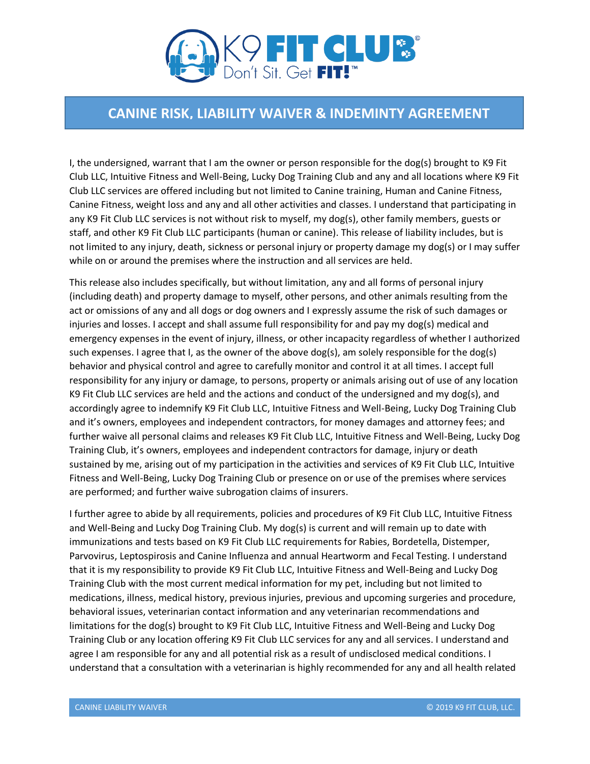# CANINE RISK, LIABILITY WAIVER & INDEMINTY AGREEMENT

I, the undersigned, warrant that I am the owner or person responsible for the dog(s) brought to K9 Fit Club LLC, Intuitive Fitness and Well-Being, Lucky Dog Training Club and any and all locations where K9 Fit Club LLC services are offered including but not limited to Canine training, Human and Canine Fitness, Canine Fitness, weight loss and any and all other activities and classes. I understand that participating in any K9 Fit Club LLC services is not without risk to myself, my dog(s), other family members, guests or staff, and other K9 Fit Club LLC participants (human or canine). This release of liability includes, but is not limited to any injury, death, sickness or personal injury or property damage my dog(s) or I may suffer while on or around the premises where the instruction and all services are held.

This release also includes specifically, but without limitation, any and all forms of personal injury (including death) and property damage to myself, other persons, and other animals resulting from the act or omissions of any and all dogs or dog owners and I expressly assume the risk of such damages or injuries and losses. I accept and shall assume full responsibility for and pay my dog(s) medical and emergency expenses in the event of injury, illness, or other incapacity regardless of whether I authorized such expenses. I agree that I, as the owner of the above dog(s), am solely responsible for the dog(s) behavior and physical control and agree to carefully monitor and control it at all times. I accept full responsibility for any injury or damage, to persons, property or animals arising out of use of any location K9 Fit Club LLC services are held and the actions and conduct of the undersigned and my dog(s), and accordingly agree to indemnify K9 Fit Club LLC, Intuitive Fitness and Well-Being, Lucky Dog Training Club and it's owners, employees and independent contractors, for money damages and attorney fees; and further waive all personal claims and releases K9 Fit Club LLC, Intuitive Fitness and Well-Being, Lucky Dog Training Club, it's owners, employees and independent contractors for damage, injury or death sustained by me, arising out of my participation in the activities and services of K9 Fit Club LLC, Intuitive Fitness and Well-Being, Lucky Dog Training Club or presence on or use of the premises where services are performed; and further waive subrogation claims of insurers.

I further agree to abide by all requirements, policies and procedures of K9 Fit Club LLC, Intuitive Fitness and Well-Being and Lucky Dog Training Club. My dog(s) is current and will remain up to date with immunizations and tests based on K9 Fit Club LLC requirements for Rabies, Bordetella, Distemper, Parvovirus, Leptospirosis and Canine Influenza and annual Heartworm and Fecal Testing. I understand that it is my responsibility to provide K9 Fit Club LLC, Intuitive Fitness and Well-Being and Lucky Dog Training Club with the most current medical information for my pet, including but not limited to medications, illness, medical history, previous injuries, previous and upcoming surgeries and procedure, behavioral issues, veterinarian contact information and any veterinarian recommendations and limitations for the dog(s) brought to K9 Fit Club LLC, Intuitive Fitness and Well-Being and Lucky Dog Training Club or any location offering K9 Fit Club LLC services for any and all services. I understand and agree I am responsible for any and all potential risk as a result of undisclosed medical conditions. I understand that a consultation with a veterinarian is highly recommended for any and all health related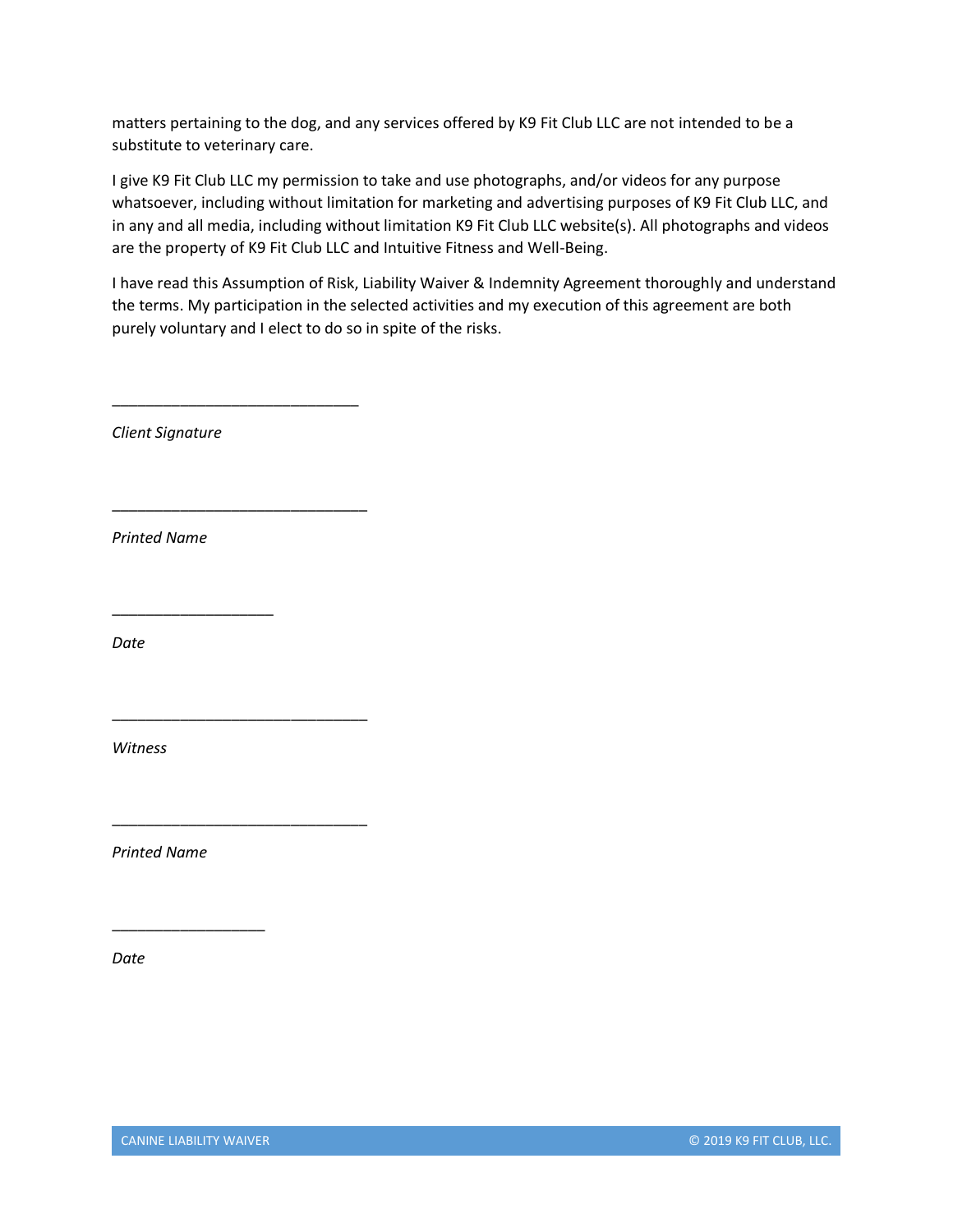matters pertaining to the dog, and any services offered by K9 Fit Club LLC are not intended to be a substitute to veterinary care.

I give K9 Fit Club LLC my permission to take and use photographs, and/or videos for any purpose whatsoever, including without limitation for marketing and advertising purposes of K9 Fit Club LLC, and in any and all media, including without limitation K9 Fit Club LLC website(s). All photographs and videos are the property of K9 Fit Club LLC and Intuitive Fitness and Well-Being.

I have read this Assumption of Risk, Liability Waiver & Indemnity Agreement thoroughly and understand the terms. My participation in the selected activities and my execution of this agreement are both purely voluntary and I elect to do so in spite of the risks.

______________________________

*Client Signature*

______________________________

*Printed Name*

____________________

*Date*

______________________________

*Witness*

______________________________

*Printed Name*

___________________

*Date*